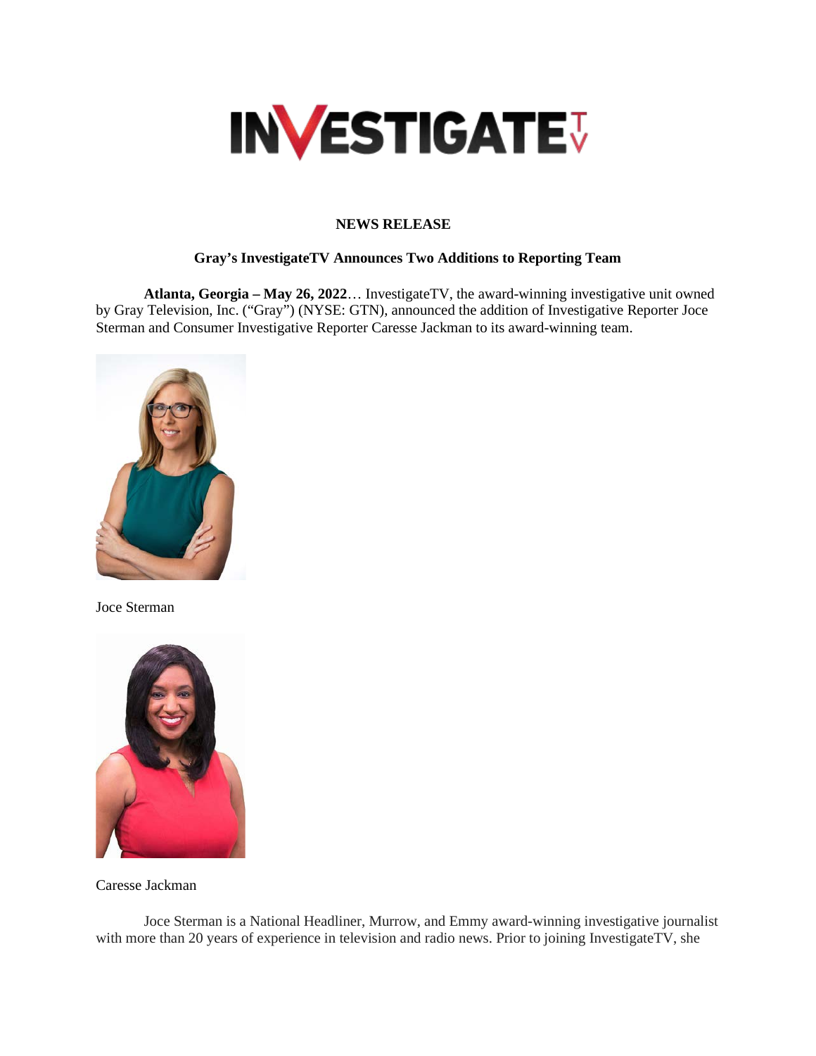**NEWS RELEASE**

**Gray's InvestigateTV Announces Two Additions to Reporting Team**

**Atlanta, Georgia – May 26, 2022**… InvestigateTV, the award-winning investigative unit owned by Gray Television, Inc. ("Gray") (NYSE: GTN), announced the addition of Investigative Reporter Joce Sterman and Consumer Investigative Reporter Caresse Jackman to its award-winning team.

Joce Sterman

Caresse Jackman

Joce Sterman is a National Headliner, Murrow, and Emmy award-winning investigative journalist with more than 20 years of experience in television and radio news. Prior to joining InvestigateTV, she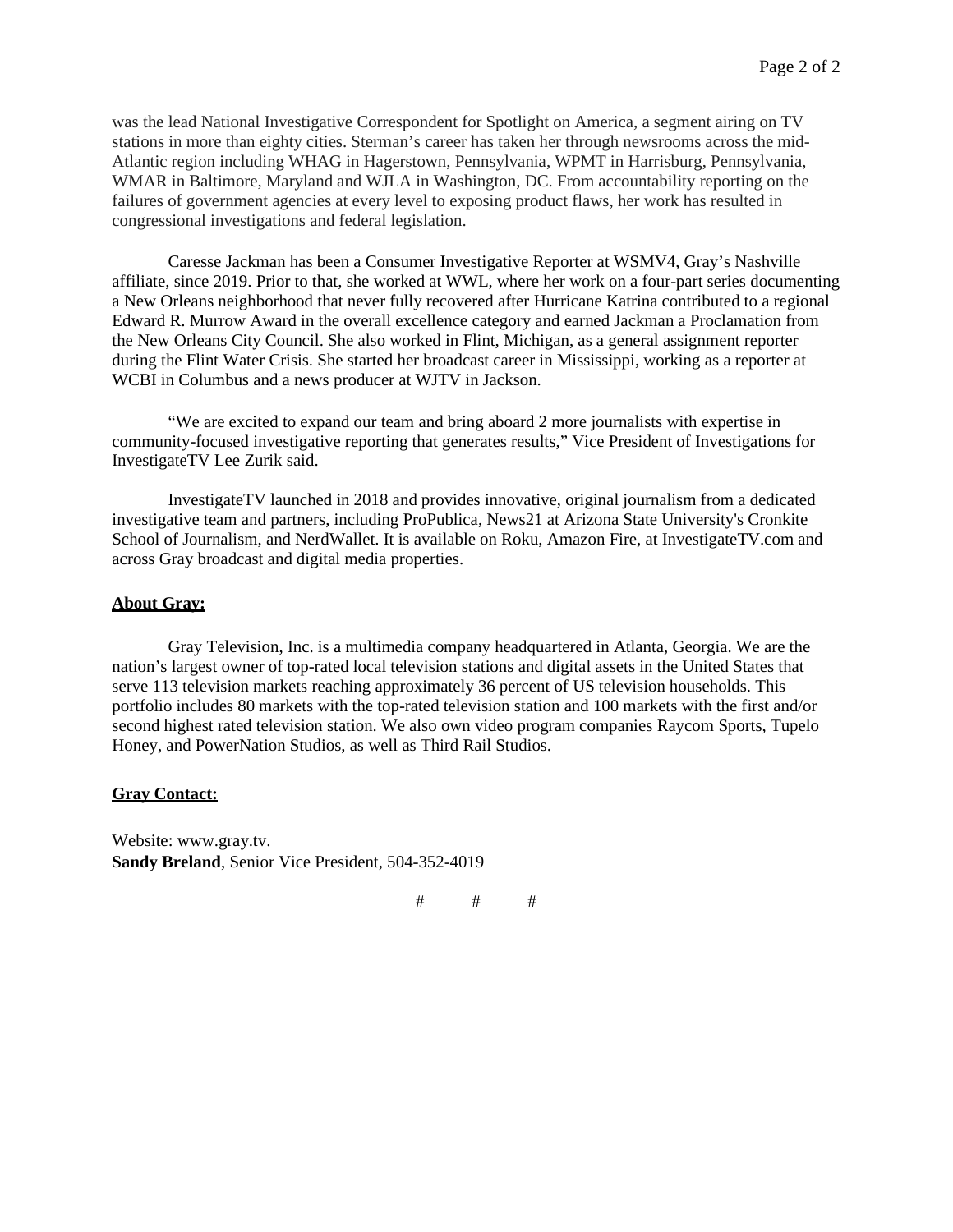was the lead National Investigative Correspondent for Spotlight on America, a segment airing on TV stations in more than eighty cities. Sterman's career has taken her through newsrooms across the mid-Atlantic region including WHAG in Hagerstown, Pennsylvania, WPMT in Harrisburg, Pennsylvania, WMAR in Baltimore, Maryland and WJLA in Washington, DC. From accountability reporting on the failures of government agencies at every level to exposing product flaws, her work has resulted in congressional investigations and federal legislation.

Caresse Jackman has been a Consumer Investigative Reporter at WSMV4, Gray's Nashville affiliate, since 2019. Prior to that, she worked at WWL, where her work on a four-part series documenting a New Orleans neighborhood that never fully recovered after Hurricane Katrina contributed to a regional Edward R. Murrow Award in the overall excellence category and earned Jackman a Proclamation from the New Orleans City Council. She also worked in Flint, Michigan, as a general assignment reporter during the Flint Water Crisis. She started her broadcast career in Mississippi, working as a reporter at WCBI in Columbus and a news producer at WJTV in Jackson.

"We are excited to expand our team and bring aboard 2 more journalists with expertise in community-focused investigative reporting that generates results," Vice President of Investigations for InvestigateTV Lee Zurik said.

InvestigateTV launched in 2018 and provides innovative, original journalism from a dedicated investigative team and partners, including ProPublica, News21 at Arizona State University's Cronkite School of Journalism, and NerdWallet. It is available on Roku, Amazon Fire, at InvestigateTV.com and across Gray broadcast and digital media properties.

**About Gray:**

Gray Television, Inc. is a multimedia company headquartered in Atlanta, Georgia. We are the nation's largest owner of top-rated local television stations and digital assets in the United States that serve 113 television markets reaching approximately 36 percent of US television households. This portfolio includes 80 markets with the top-rated television station and 100 markets with the first and/or second highest rated television station. We also own video program companies Raycom Sports, Tupelo Honey, and PowerNation Studios, as well as Third Rail Studios.

**Gray Contact:**

Website: www.gray.tv.
**Sandy Breland**, Senior Vice President, 504-352-4019

# # #